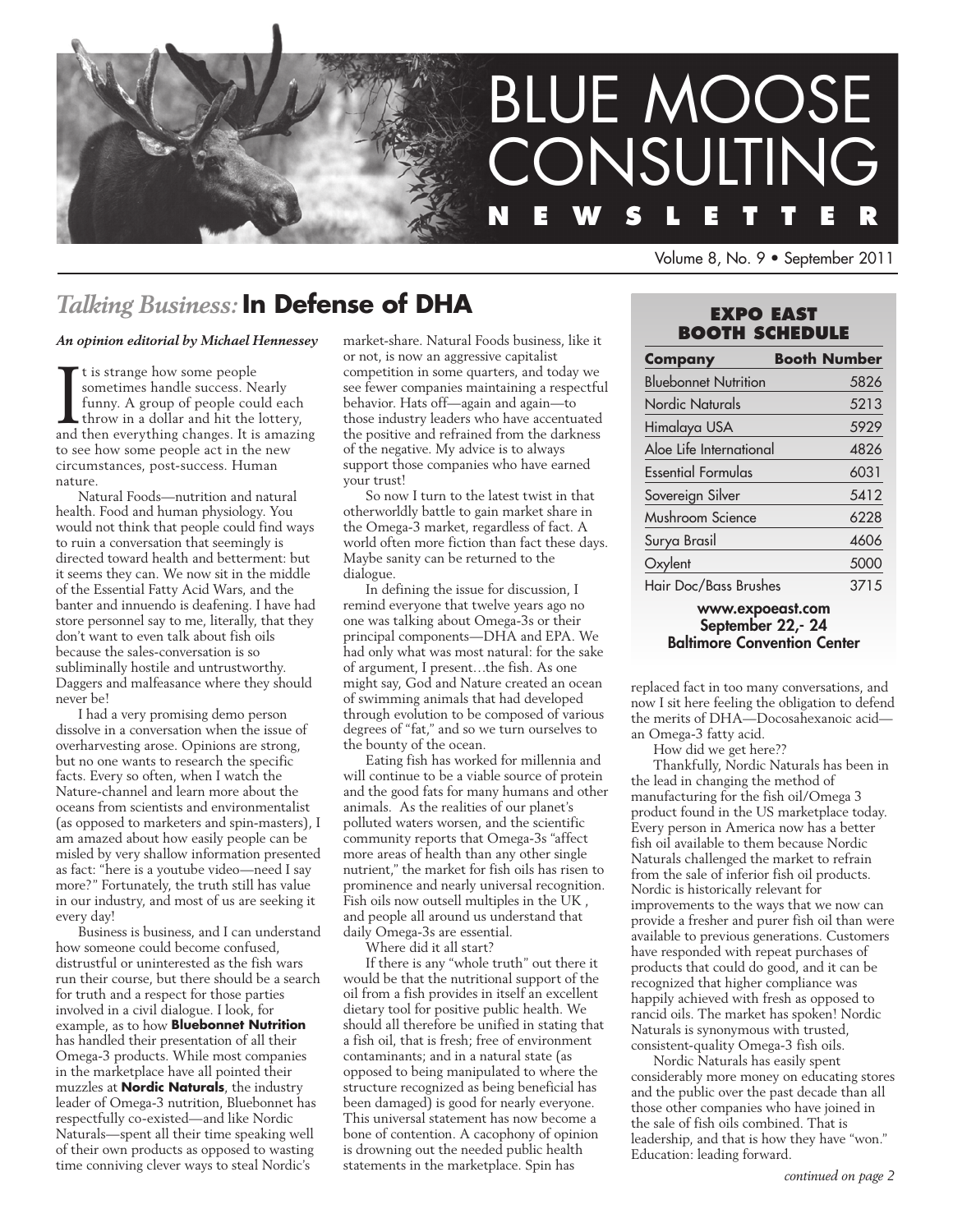# BLUE MOOSE CONSULTING NEWSLETTER

Volume 8, No. 9 • September 2011

## *Talking Business:* In Defense of DHA

***An opinion editorial by Michael Hennessey***

It is strange how some people sometimes handle success. Nearly funny. A group of people could each throw in a dollar and hit the lottery, and then everything changes. It is amazing to see how some people act in the new circumstances, post-success. Human nature.

Natural Foods—nutrition and natural health. Food and human physiology. You would not think that people could find ways to ruin a conversation that seemingly is directed toward health and betterment: but it seems they can. We now sit in the middle of the Essential Fatty Acid Wars, and the banter and innuendo is deafening. I have had store personnel say to me, literally, that they don't want to even talk about fish oils because the sales-conversation is so subliminally hostile and untrustworthy. Daggers and malfeasance where they should never be!

I had a very promising demo person dissolve in a conversation when the issue of overharvesting arose. Opinions are strong, but no one wants to research the specific facts. Every so often, when I watch the Nature-channel and learn more about the oceans from scientists and environmentalist (as opposed to marketers and spin-masters), I am amazed about how easily people can be misled by very shallow information presented as fact: "here is a youtube video—need I say more?" Fortunately, the truth still has value in our industry, and most of us are seeking it every day!

Business is business, and I can understand how someone could become confused, distrustful or uninterested as the fish wars run their course, but there should be a search for truth and a respect for those parties involved in a civil dialogue. I look, for example, as to how **Bluebonnet Nutrition** has handled their presentation of all their Omega-3 products. While most companies in the marketplace have all pointed their muzzles at **Nordic Naturals**, the industry leader of Omega-3 nutrition, Bluebonnet has respectfully co-existed—and like Nordic Naturals—spent all their time speaking well of their own products as opposed to wasting time conniving clever ways to steal Nordic's market-share. Natural Foods business, like it or not, is now an aggressive capitalist competition in some quarters, and today we see fewer companies maintaining a respectful behavior. Hats off—again and again—to those industry leaders who have accentuated the positive and refrained from the darkness of the negative. My advice is to always support those companies who have earned your trust!

So now I turn to the latest twist in that otherworldly battle to gain market share in the Omega-3 market, regardless of fact. A world often more fiction than fact these days. Maybe sanity can be returned to the dialogue.

In defining the issue for discussion, I remind everyone that twelve years ago no one was talking about Omega-3s or their principal components—DHA and EPA. We had only what was most natural: for the sake of argument, I present…the fish. As one might say, God and Nature created an ocean of swimming animals that had developed through evolution to be composed of various degrees of "fat," and so we turn ourselves to the bounty of the ocean.

Eating fish has worked for millennia and will continue to be a viable source of protein and the good fats for many humans and other animals. As the realities of our planet's polluted waters worsen, and the scientific community reports that Omega-3s "affect more areas of health than any other single nutrient," the market for fish oils has risen to prominence and nearly universal recognition. Fish oils now outsell multiples in the UK , and people all around us understand that daily Omega-3s are essential.

Where did it all start?

If there is any "whole truth" out there it would be that the nutritional support of the oil from a fish provides in itself an excellent dietary tool for positive public health. We should all therefore be unified in stating that a fish oil, that is fresh; free of environment contaminants; and in a natural state (as opposed to being manipulated to where the structure recognized as being beneficial has been damaged) is good for nearly everyone. This universal statement has now become a bone of contention. A cacophony of opinion is drowning out the needed public health statements in the marketplace. Spin has replaced fact in too many conversations, and now I sit here feeling the obligation to defend the merits of DHA—Docosahexanoic acid—an Omega-3 fatty acid.

How did we get here??

Thankfully, Nordic Naturals has been in the lead in changing the method of manufacturing for the fish oil/Omega 3 product found in the US marketplace today. Every person in America now has a better fish oil available to them because Nordic Naturals challenged the market to refrain from the sale of inferior fish oil products. Nordic is historically relevant for improvements to the ways that we now can provide a fresher and purer fish oil than were available to previous generations. Customers have responded with repeat purchases of products that could do good, and it can be recognized that higher compliance was happily achieved with fresh as opposed to rancid oils. The market has spoken! Nordic Naturals is synonymous with trusted, consistent-quality Omega-3 fish oils.

Nordic Naturals has easily spent considerably more money on educating stores and the public over the past decade than all those other companies who have joined in the sale of fish oils combined. That is leadership, and that is how they have "won." Education: leading forward.

*continued on page 2*

### EXPO EAST BOOTH SCHEDULE

| Company | Booth Number |
|---|---|
| Bluebonnet Nutrition | 5826 |
| Nordic Naturals | 5213 |
| Himalaya USA | 5929 |
| Aloe Life International | 4826 |
| Essential Formulas | 6031 |
| Sovereign Silver | 5412 |
| Mushroom Science | 6228 |
| Surya Brasil | 4606 |
| Oxylent | 5000 |
| Hair Doc/Bass Brushes | 3715 |

**www.expoeast.com**
**September 22,- 24**
**Baltimore Convention Center**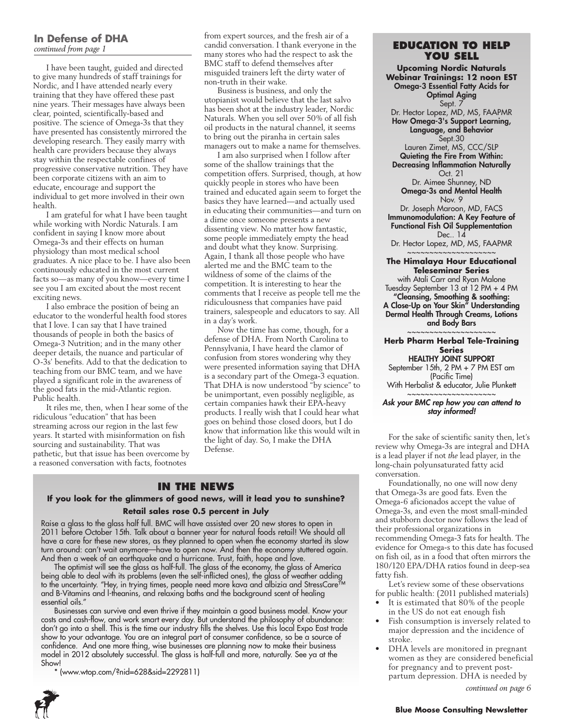## In Defense of DHA

*continued from page 1*

I have been taught, guided and directed to give many hundreds of staff trainings for Nordic, and I have attended nearly every training that they have offered these past nine years. Their messages have always been clear, pointed, scientifically-based and positive. The science of Omega-3s that they have presented has consistently mirrored the developing research. They easily marry with health care providers because they always stay within the respectable confines of progressive conservative nutrition. They have been corporate citizens with an aim to educate, encourage and support the individual to get more involved in their own health.

I am grateful for what I have been taught while working with Nordic Naturals. I am confident in saying I know more about Omega-3s and their effects on human physiology than most medical school graduates. A nice place to be. I have also been continuously educated in the most current facts so—as many of you know—every time I see you I am excited about the most recent exciting news.

I also embrace the position of being an educator to the wonderful health food stores that I love. I can say that I have trained thousands of people in both the basics of Omega-3 Nutrition; and in the many other deeper details, the nuance and particular of O-3s' benefits. Add to that the dedication to teaching from our BMC team, and we have played a significant role in the awareness of the good fats in the mid-Atlantic region. Public health.

It riles me, then, when I hear some of the ridiculous "education" that has been streaming across our region in the last few years. It started with misinformation on fish sourcing and sustainability. That was pathetic, but that issue has been overcome by a reasoned conversation with facts, footnotes from expert sources, and the fresh air of a candid conversation. I thank everyone in the many stores who had the respect to ask the BMC staff to defend themselves after misguided trainers left the dirty water of non-truth in their wake.

Business is business, and only the utopianist would believe that the last salvo has been shot at the industry leader, Nordic Naturals. When you sell over 50% of all fish oil products in the natural channel, it seems to bring out the piranha in certain sales managers out to make a name for themselves.

I am also surprised when I follow after some of the shallow trainings that the competition offers. Surprised, though, at how quickly people in stores who have been trained and educated again seem to forget the basics they have learned—and actually used in educating their communities—and turn on a dime once someone presents a new dissenting view. No matter how fantastic, some people immediately empty the head and doubt what they know. Surprising. Again, I thank all those people who have alerted me and the BMC team to the wildness of some of the claims of the competition. It is interesting to hear the comments that I receive as people tell me the ridiculousness that companies have paid trainers, salespeople and educators to say. All in a day's work.

Now the time has come, though, for a defense of DHA. From North Carolina to Pennsylvania, I have heard the clamor of confusion from stores wondering why they were presented information saying that DHA is a secondary part of the Omega-3 equation. That DHA is now understood "by science" to be unimportant, even possibly negligible, as certain companies hawk their EPA-heavy products. I really wish that I could hear what goes on behind those closed doors, but I do know that information like this would wilt in the light of day. So, I make the DHA Defense.

For the sake of scientific sanity then, let's review why Omega-3s are integral and DHA is a lead player if not *the* lead player, in the long-chain polyunsaturated fatty acid conversation.

Foundationally, no one will now deny that Omega-3s are good fats. Even the Omega-6 aficionados accept the value of Omega-3s, and even the most small-minded and stubborn doctor now follows the lead of their professional organizations in recommending Omega-3 fats for health. The evidence for Omega-s to this date has focused on fish oil, as in a food that often mirrors the 180/120 EPA/DHA ratios found in deep-sea fatty fish.

Let's review some of these observations for public health: (2011 published materials)

- It is estimated that 80% of the people in the US do not eat enough fish
- Fish consumption is inversely related to major depression and the incidence of stroke.
- DHA levels are monitored in pregnant women as they are considered beneficial for pregnancy and to prevent post-partum depression. DHA is needed by

*continued on page 6*

## Education to Help You Sell

**Upcoming Nordic Naturals Webinar Trainings: 12 noon EST**

**Omega-3 Essential Fatty Acids for Optimal Aging**
Sept. 7
Dr. Hector Lopez, MD, MS, FAAPMR

**How Omega-3's Support Learning, Language, and Behavior**
Sept.30
Lauren Zimet, MS, CCC/SLP

**Quieting the Fire From Within: Decreasing Inflammation Naturally**
Oct. 21
Dr. Aimee Shunney, ND

**Omega-3s and Mental Health**
Nov. 9
Dr. Joseph Maroon, MD, FACS

**Immunomodulation: A Key Feature of Functional Fish Oil Supplementation**
Dec.. 14
Dr. Hector Lopez, MD, MS, FAAPMR

~~~~~~~~~~~~~~~~~~~~

**The Himalaya Hour Educational Teleseminar Series**
with Atali Carr and Ryan Malone
Tuesday September 13 at 12 PM + 4 PM
**"Cleansing, Smoothing & soothing: A Close-Up on Your Skin" Understanding Dermal Health Through Creams, Lotions and Body Bars**

~~~~~~~~~~~~~~~~~~~~

**Herb Pharm Herbal Tele-Training Series**
**HEALTHY JOINT SUPPORT**
September 15th, 2 PM + 7 PM EST am (Pacific Time)
With Herbalist & educator, Julie Plunkett

~~~~~~~~~~~~~~~~~~~~

***Ask your BMC rep how you can attend to stay informed!***

## In the News

**If you look for the glimmers of good news, will it lead you to sunshine?**

**Retail sales rose 0.5 percent in July**

Raise a glass to the glass half full. BMC will have assisted over 20 new stores to open in 2011 before October 15th. Talk about a banner year for natural foods retail! We should all have a care for these new stores, as they planned to open when the economy started its slow turn around: can't wait anymore—have to open now. And then the economy stuttered again. And then a week of an earthquake and a hurricane. Trust, faith, hope and love.

The optimist will see the glass as half-full. The glass of the economy, the glass of America being able to deal with its problems (even the self-inflicted ones), the glass of weather adding to the uncertainty. "Hey, in trying times, people need more kava and albizia and StressCare™ and B-Vitamins and l-theanins, and relaxing baths and the background scent of healing essential oils."

Businesses can survive and even thrive if they maintain a good business model. Know your costs and cash-flow, and work smart every day. But understand the philosophy of abundance: don't go into a shell. This is the time our industry fills the shelves. Use this local Expo East trade show to your advantage. You are an integral part of consumer confidence, so be a source of confidence. And one more thing, wise businesses are planning now to make their business model in 2012 absolutely successful. The glass is half-full and more, naturally. See ya at the Show!

* (www.wtop.com/?nid=628&sid=2292811)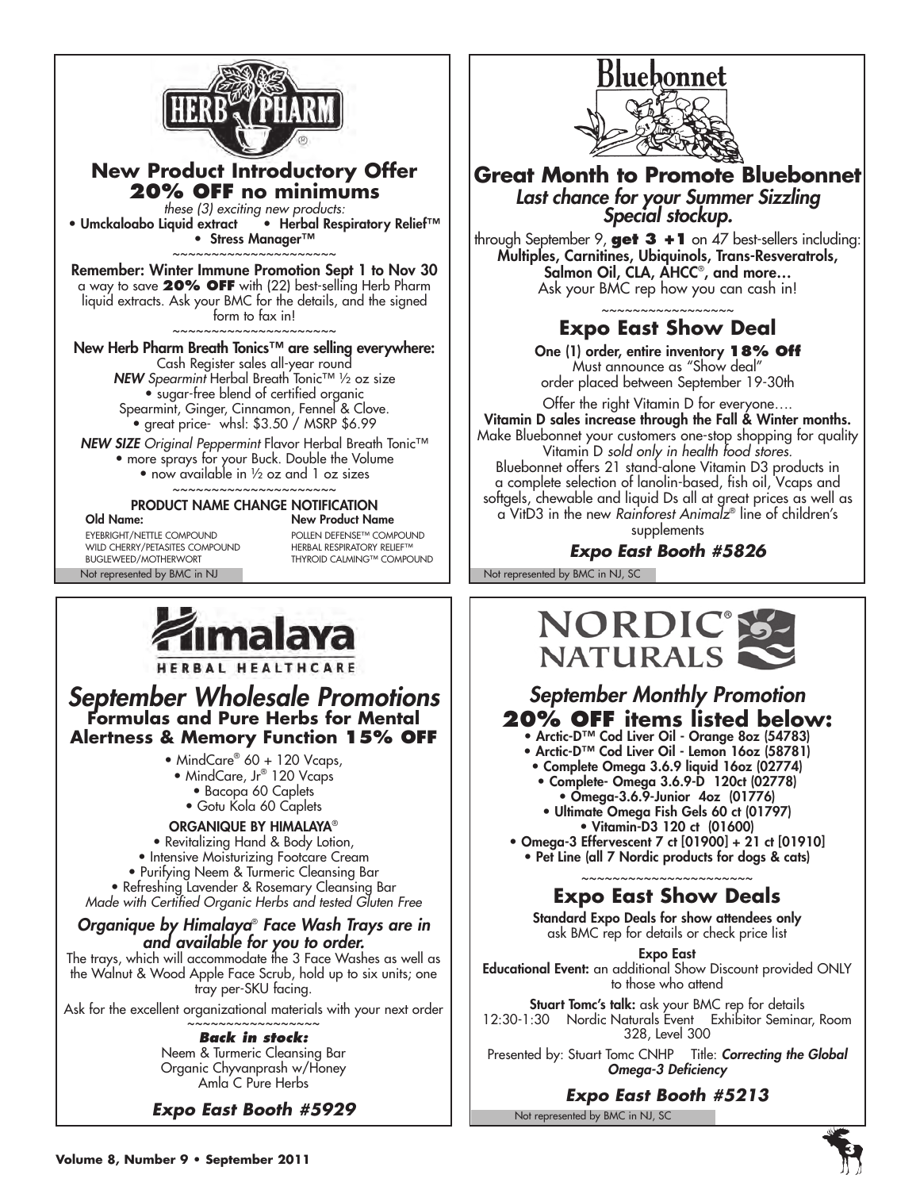# HERB PHARM

## New Product Introductory Offer
## 20% OFF no minimums

*these (3) exciting new products:*

- Umckaloabo Liquid extract
- Herbal Respiratory Relief™
- Stress Manager™

~~~~~~~~~~~~~~~~~~~~~

**Remember: Winter Immune Promotion Sept 1 to Nov 30**
a way to save **20% OFF** with (22) best-selling Herb Pharm liquid extracts. Ask your BMC for the details, and the signed form to fax in!

~~~~~~~~~~~~~~~~~~~~~

**New Herb Pharm Breath Tonics™ are selling everywhere:**
Cash Register sales all-year round

***NEW*** *Spearmint* Herbal Breath Tonic™ ½ oz size
- sugar-free blend of certified organic Spearmint, Ginger, Cinnamon, Fennel & Clove.
- great price- whsl: $3.50 / MSRP $6.99

***NEW SIZE*** *Original Peppermint* Flavor Herbal Breath Tonic™
- more sprays for your Buck. Double the Volume
- now available in ½ oz and 1 oz sizes

~~~~~~~~~~~~~~~~~~~~~

**PRODUCT NAME CHANGE NOTIFICATION**

| Old Name: | New Product Name |
|---|---|
| EYEBRIGHT/NETTLE COMPOUND | POLLEN DEFENSE™ COMPOUND |
| WILD CHERRY/PETASITES COMPOUND | HERBAL RESPIRATORY RELIEF™ |
| BUGLEWEED/MOTHERWORT | THYROID CALMING™ COMPOUND |

Not represented by BMC in NJ

# Bluebonnet

## Great Month to Promote Bluebonnet
### *Last chance for your Summer Sizzling Special stockup.*

through September 9, **get 3 +1** on 47 best-sellers including:
**Multiples, Carnitines, Ubiquinols, Trans-Resveratrols, Salmon Oil, CLA, AHCC®, and more…**
Ask your BMC rep how you can cash in!

~~~~~~~~~~~~~~~~~

## Expo East Show Deal

**One (1) order, entire inventory 18% Off**
Must announce as "Show deal"
order placed between September 19-30th

Offer the right Vitamin D for everyone….
**Vitamin D sales increase through the Fall & Winter months.**
Make Bluebonnet your customers one-stop shopping for quality Vitamin D *sold only in health food stores.*
Bluebonnet offers 21 stand-alone Vitamin D3 products in a complete selection of lanolin-based, fish oil, Vcaps and softgels, chewable and liquid Ds all at great prices as well as a VitD3 in the new *Rainforest Animalz®* line of children's supplements

***Expo East Booth #5826***

Not represented by BMC in NJ, SC

# Himalaya HERBAL HEALTHCARE

## *September Wholesale Promotions*
### Formulas and Pure Herbs for Mental Alertness & Memory Function 15% OFF

- MindCare® 60 + 120 Vcaps,
- MindCare, Jr® 120 Vcaps
- Bacopa 60 Caplets
- Gotu Kola 60 Caplets

**ORGANIQUE BY HIMALAYA®**

- Revitalizing Hand & Body Lotion,
- Intensive Moisturizing Footcare Cream
- Purifying Neem & Turmeric Cleansing Bar
- Refreshing Lavender & Rosemary Cleansing Bar

*Made with Certified Organic Herbs and tested Gluten Free*

### *Organique by Himalaya® Face Wash Trays are in and available for you to order.*

The trays, which will accommodate the 3 Face Washes as well as the Walnut & Wood Apple Face Scrub, hold up to six units; one tray per-SKU facing.

Ask for the excellent organizational materials with your next order

~~~~~~~~~~~~~~~~

***Back in stock:***
Neem & Turmeric Cleansing Bar
Organic Chyvanprash w/Honey
Amla C Pure Herbs

***Expo East Booth #5929***

# NORDIC® NATURALS

## *September Monthly Promotion*
## 20% OFF items listed below:

- Arctic-D™ Cod Liver Oil - Orange 8oz (54783)
- Arctic-D™ Cod Liver Oil - Lemon 16oz (58781)
- Complete Omega 3.6.9 liquid 16oz (02774)
- Complete- Omega 3.6.9-D 120ct (02778)
- Omega-3.6.9-Junior 4oz (01776)
- Ultimate Omega Fish Gels 60 ct (01797)
- Vitamin-D3 120 ct (01600)
- Omega-3 Effervescent 7 ct [01900] + 21 ct [01910]
- Pet Line (all 7 Nordic products for dogs & cats)

~~~~~~~~~~~~~~~~~~~~~

## Expo East Show Deals

**Standard Expo Deals for show attendees only**
ask BMC rep for details or check price list

**Expo East**
**Educational Event:** an additional Show Discount provided ONLY to those who attend

**Stuart Tomc's talk:** ask your BMC rep for details
12:30-1:30 Nordic Naturals Event Exhibitor Seminar, Room 328, Level 300

Presented by: Stuart Tomc CNHP Title: ***Correcting the Global Omega-3 Deficiency***

***Expo East Booth #5213***

Not represented by BMC in NJ, SC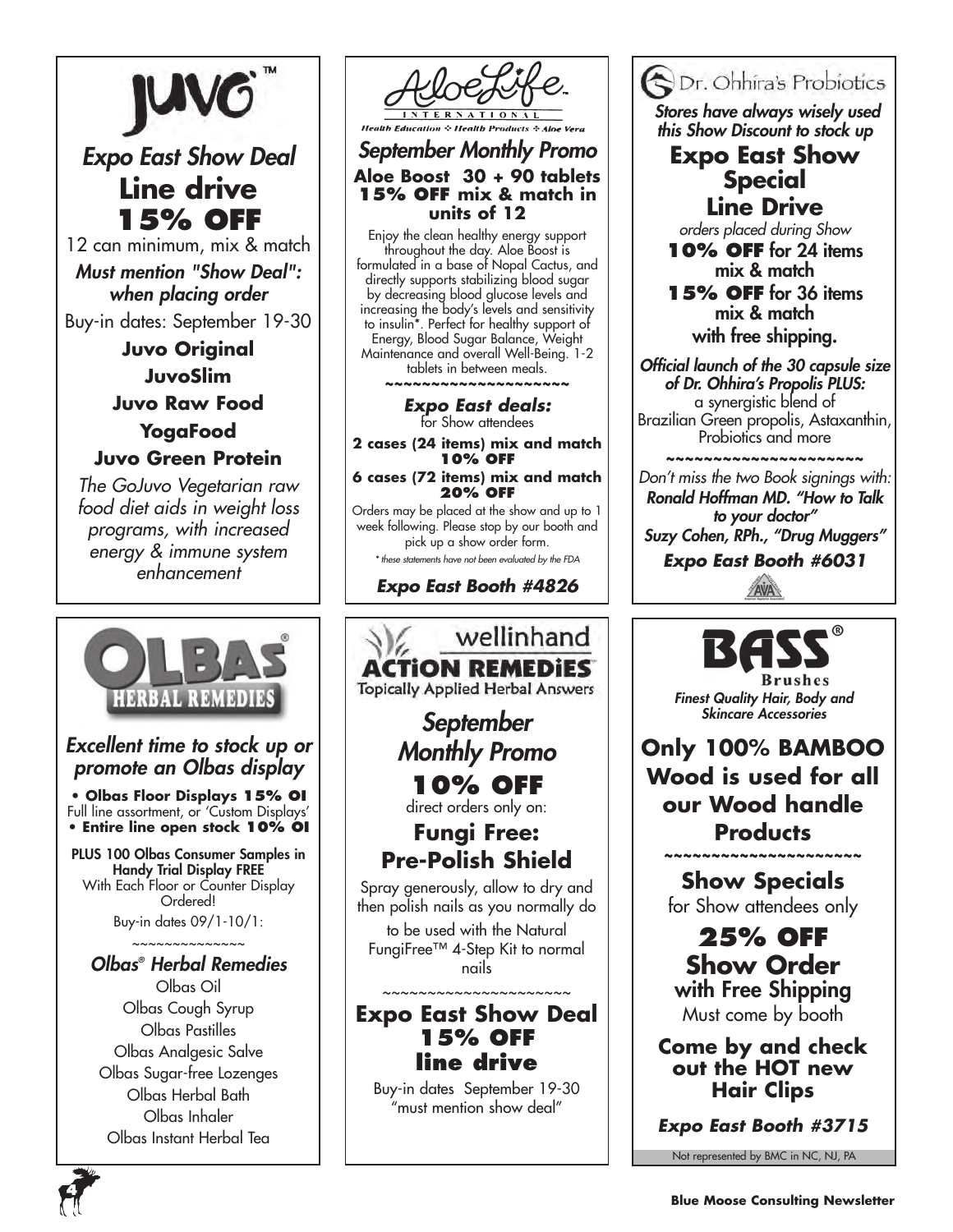# JUVO™

*Expo East Show Deal*

**Line drive**

**15% OFF**

12 can minimum, mix & match

***Must mention "Show Deal": when placing order***

Buy-in dates: September 19-30

**Juvo Original**

**JuvoSlim**

**Juvo Raw Food**

**YogaFood**

**Juvo Green Protein**

*The GoJuvo Vegetarian raw food diet aids in weight loss programs, with increased energy & immune system enhancement*

---

# AloeLife™ INTERNATIONAL

Health Education ❖ Health Products ❖ Aloe Vera

*September Monthly Promo*

**Aloe Boost 30 + 90 tablets**
**15% OFF mix & match in units of 12**

Enjoy the clean healthy energy support throughout the day. Aloe Boost is formulated in a base of Nopal Cactus, and directly supports stabilizing blood sugar by decreasing blood glucose levels and increasing the body's levels and sensitivity to insulin*. Perfect for healthy support of Energy, Blood Sugar Balance, Weight Maintenance and overall Well-Being. 1-2 tablets in between meals.

~~~~~~~~~~~~~~~~~~~~

***Expo East deals:***
for Show attendees

**2 cases (24 items) mix and match**
**10% OFF**

**6 cases (72 items) mix and match**
**20% OFF**

Orders may be placed at the show and up to 1 week following. Please stop by our booth and pick up a show order form.

*\* these statements have not been evaluated by the FDA*

***Expo East Booth #4826***

---

# Dr. Ohhira's Probiotics

***Stores have always wisely used this Show Discount to stock up***

**Expo East Show Special**

**Line Drive**

*orders placed during Show*

**10% OFF for 24 items mix & match**

**15% OFF for 36 items mix & match**

**with free shipping.**

***Official launch of the 30 capsule size of Dr. Ohhira's Propolis PLUS:***
a synergistic blend of Brazilian Green propolis, Astaxanthin, Probiotics and more

~~~~~~~~~~~~~~~~~~~~

*Don't miss the two Book signings with:*

***Ronald Hoffman MD. "How to Talk to your doctor"***

***Suzy Cohen, RPh., "Drug Muggers"***

***Expo East Booth #6031***

---

# OLBAS® HERBAL REMEDIES

***Excellent time to stock up or promote an Olbas display***

- **Olbas Floor Displays 15% Ol**
Full line assortment, or 'Custom Displays'
- **Entire line open stock 10% Ol**

**PLUS 100 Olbas Consumer Samples in Handy Trial Display FREE**
With Each Floor or Counter Display Ordered!

Buy-in dates 09/1-10/1:

~~~~~~~~~~~~~~

***Olbas® Herbal Remedies***

Olbas Oil
Olbas Cough Syrup
Olbas Pastilles
Olbas Analgesic Salve
Olbas Sugar-free Lozenges
Olbas Herbal Bath
Olbas Inhaler
Olbas Instant Herbal Tea

---

# wellinhand ACTiON REMEDiES™

Topically Applied Herbal Answers

*September Monthly Promo*

**10% OFF**

direct orders only on:

**Fungi Free: Pre-Polish Shield**

Spray generously, allow to dry and then polish nails as you normally do

to be used with the Natural FungiFree™ 4-Step Kit to normal nails

~~~~~~~~~~~~~~~~~~~~

**Expo East Show Deal**
**15% OFF**
**line drive**

Buy-in dates September 19-30
"must mention show deal"

---

# BASS® Brushes

***Finest Quality Hair, Body and Skincare Accessories***

**Only 100% BAMBOO Wood is used for all our Wood handle Products**

~~~~~~~~~~~~~~~~~~~~

**Show Specials**
for Show attendees only

**25% OFF**
**Show Order**
**with Free Shipping**
Must come by booth

**Come by and check out the HOT new Hair Clips**

***Expo East Booth #3715***

Not represented by BMC in NC, NJ, PA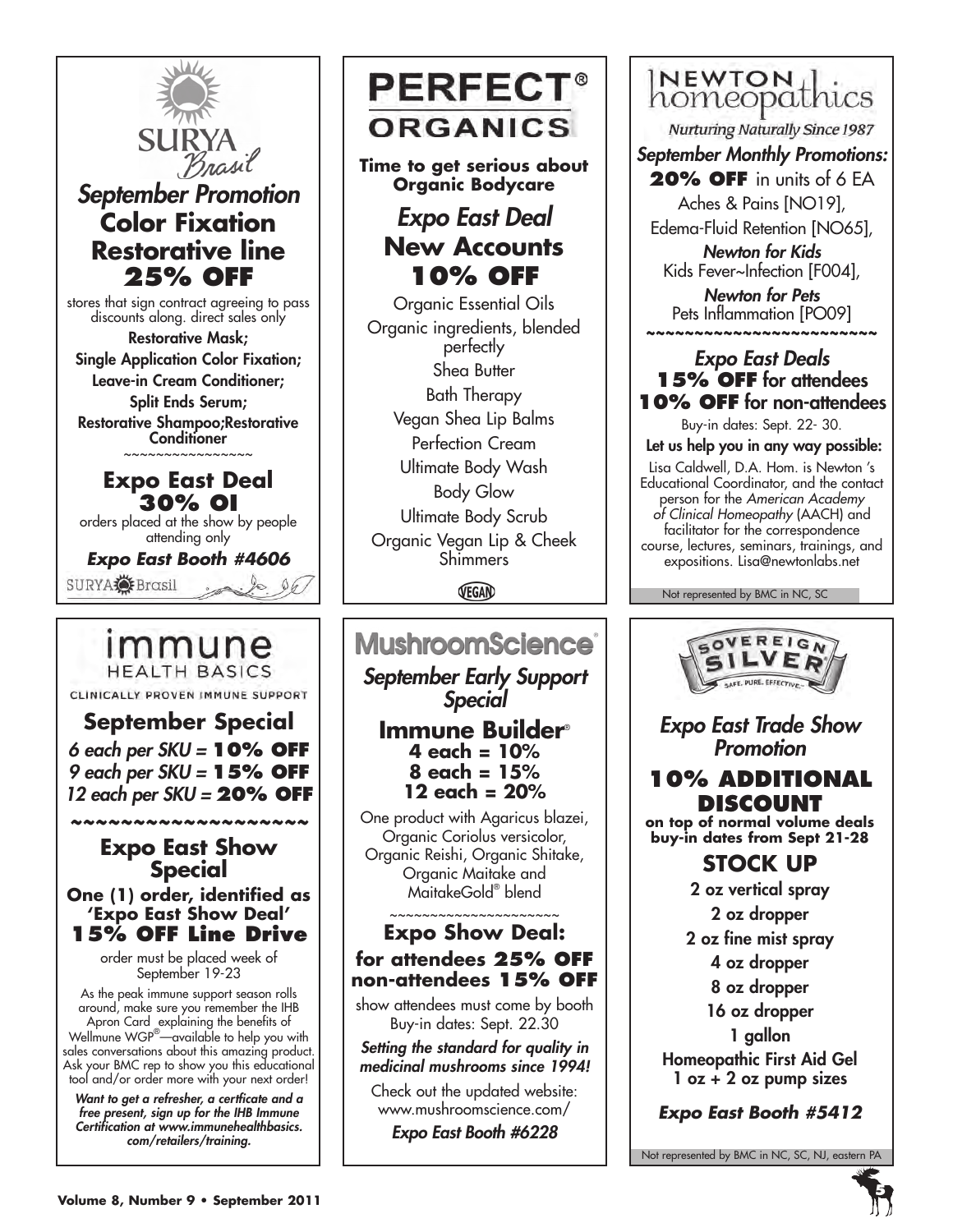## SURYA Brasil

### *September Promotion*

### Color Fixation Restorative line 25% OFF

stores that sign contract agreeing to pass discounts along. direct sales only

**Restorative Mask;**
**Single Application Color Fixation;**
**Leave-in Cream Conditioner;**
**Split Ends Serum;**
**Restorative Shampoo;Restorative Conditioner**

~~~~~~~~~~~~~~~~

### Expo East Deal 30% OI

orders placed at the show by people attending only

***Expo East Booth #4606***

SURYA Brasil

---

## PERFECT® ORGANICS

**Time to get serious about Organic Bodycare**

### *Expo East Deal*

### New Accounts 10% OFF

Organic Essential Oils
Organic ingredients, blended perfectly
Shea Butter
Bath Therapy
Vegan Shea Lip Balms
Perfection Cream
Ultimate Body Wash
Body Glow
Ultimate Body Scrub
Organic Vegan Lip & Cheek Shimmers

VEGAN

---

## NEWTON homeopathics

*Nurturing Naturally Since 1987*

### *September Monthly Promotions:*

**20% OFF** in units of 6 EA
Aches & Pains [NO19],
Edema-Fluid Retention [NO65],
***Newton for Kids***
Kids Fever~Infection [F004],
***Newton for Pets***
Pets Inflammation [PO09]

~~~~~~~~~~~~~~~~~~~~~~~~

### *Expo East Deals*

**15% OFF for attendees**
**10% OFF for non-attendees**

Buy-in dates: Sept. 22- 30.

**Let us help you in any way possible:**

Lisa Caldwell, D.A. Hom. is Newton 's Educational Coordinator, and the contact person for the *American Academy of Clinical Homeopathy* (AACH) and facilitator for the correspondence course, lectures, seminars, trainings, and expositions. Lisa@newtonlabs.net

Not represented by BMC in NC, SC

---

## immune HEALTH BASICS

CLINICALLY PROVEN IMMUNE SUPPORT

### September Special

*6 each per SKU =* **10% OFF**
*9 each per SKU =* **15% OFF**
*12 each per SKU =* **20% OFF**

~~~~~~~~~~~~~~~~~~~~

### Expo East Show Special

**One (1) order, identified as 'Expo East Show Deal'**
**15% OFF Line Drive**

order must be placed week of September 19-23

As the peak immune support season rolls around, make sure you remember the IHB Apron Card explaining the benefits of Wellmune WGP®—available to help you with sales conversations about this amazing product. Ask your BMC rep to show you this educational tool and/or order more with your next order!

***Want to get a refresher, a certficate and a free present, sign up for the IHB Immune Certification at www.immunehealthbasics.com/retailers/training.***

---

## MushroomScience®

### *September Early Support Special*

### Immune Builder®

**4 each = 10%**
**8 each = 15%**
**12 each = 20%**

One product with Agaricus blazei, Organic Coriolus versicolor, Organic Reishi, Organic Shitake, Organic Maitake and MaitakeGold® blend

~~~~~~~~~~~~~~~~~~~~

### Expo Show Deal:

**for attendees 25% OFF**
**non-attendees 15% OFF**

show attendees must come by booth
Buy-in dates: Sept. 22.30

***Setting the standard for quality in medicinal mushrooms since 1994!***

Check out the updated website: www.mushroomscience.com/

***Expo East Booth #6228***

---

## SOVEREIGN SILVER

SAFE. PURE. EFFECTIVE.

### *Expo East Trade Show Promotion*

### 10% ADDITIONAL DISCOUNT

**on top of normal volume deals**
**buy-in dates from Sept 21-28**

### STOCK UP

**2 oz vertical spray**
**2 oz dropper**
**2 oz fine mist spray**
**4 oz dropper**
**8 oz dropper**
**16 oz dropper**
**1 gallon**
**Homeopathic First Aid Gel 1 oz + 2 oz pump sizes**

***Expo East Booth #5412***

Not represented by BMC in NC, SC, NJ, eastern PA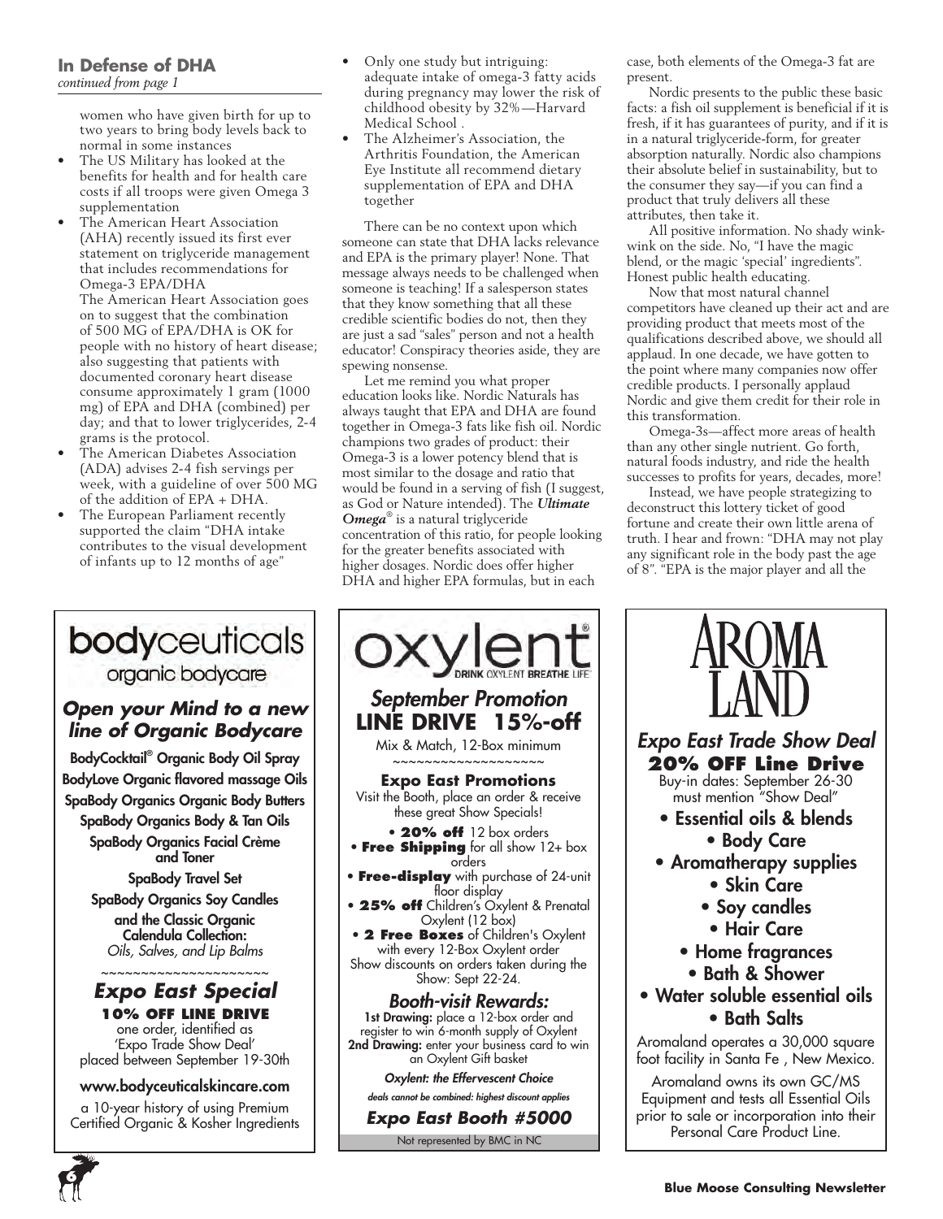### In Defense of DHA

*continued from page 1*

women who have given birth for up to two years to bring body levels back to normal in some instances

- The US Military has looked at the benefits for health and for health care costs if all troops were given Omega 3 supplementation
- The American Heart Association (AHA) recently issued its first ever statement on triglyceride management that includes recommendations for Omega-3 EPA/DHA

  The American Heart Association goes on to suggest that the combination of 500 MG of EPA/DHA is OK for people with no history of heart disease; also suggesting that patients with documented coronary heart disease consume approximately 1 gram (1000 mg) of EPA and DHA (combined) per day; and that to lower triglycerides, 2-4 grams is the protocol.
- The American Diabetes Association (ADA) advises 2-4 fish servings per week, with a guideline of over 500 MG of the addition of EPA + DHA.
- The European Parliament recently supported the claim "DHA intake contributes to the visual development of infants up to 12 months of age"
- Only one study but intriguing: adequate intake of omega-3 fatty acids during pregnancy may lower the risk of childhood obesity by 32%—Harvard Medical School .
- The Alzheimer's Association, the Arthritis Foundation, the American Eye Institute all recommend dietary supplementation of EPA and DHA together

There can be no context upon which someone can state that DHA lacks relevance and EPA is the primary player! None. That message always needs to be challenged when someone is teaching! If a salesperson states that they know something that all these credible scientific bodies do not, then they are just a sad "sales" person and not a health educator! Conspiracy theories aside, they are spewing nonsense.

Let me remind you what proper education looks like. Nordic Naturals has always taught that EPA and DHA are found together in Omega-3 fats like fish oil. Nordic champions two grades of product: their Omega-3 is a lower potency blend that is most similar to the dosage and ratio that would be found in a serving of fish (I suggest, as God or Nature intended). The ***Ultimate Omega***® is a natural triglyceride concentration of this ratio, for people looking for the greater benefits associated with higher dosages. Nordic does offer higher DHA and higher EPA formulas, but in each case, both elements of the Omega-3 fat are present.

Nordic presents to the public these basic facts: a fish oil supplement is beneficial if it is fresh, if it has guarantees of purity, and if it is in a natural triglyceride-form, for greater absorption naturally. Nordic also champions their absolute belief in sustainability, but to the consumer they say—if you can find a product that truly delivers all these attributes, then take it.

All positive information. No shady wink-wink on the side. No, "I have the magic blend, or the magic 'special' ingredients". Honest public health educating.

Now that most natural channel competitors have cleaned up their act and are providing product that meets most of the qualifications described above, we should all applaud. In one decade, we have gotten to the point where many companies now offer credible products. I personally applaud Nordic and give them credit for their role in this transformation.

Omega-3s—affect more areas of health than any other single nutrient. Go forth, natural foods industry, and ride the health successes to profits for years, decades, more!

Instead, we have people strategizing to deconstruct this lottery ticket of good fortune and create their own little arena of truth. I hear and frown: "DHA may not play any significant role in the body past the age of 8". "EPA is the major player and all the

---

**bodyceuticals**
organic bodycare

***Open your Mind to a new line of Organic Bodycare***

**BodyCocktail® Organic Body Oil Spray**
**BodyLove Organic flavored massage Oils**
**SpaBody Organics Organic Body Butters**
**SpaBody Organics Body & Tan Oils**
**SpaBody Organics Facial Crème and Toner**
**SpaBody Travel Set**
**SpaBody Organics Soy Candles**
**and the Classic Organic Calendula Collection:**
*Oils, Salves, and Lip Balms*

~~~~~~~~~~~~~~~~~~~~~

***Expo East Special***

**10% OFF LINE DRIVE**
one order, identified as 'Expo Trade Show Deal' placed between September 19-30th

**www.bodyceuticalskincare.com**

a 10-year history of using Premium Certified Organic & Kosher Ingredients

---

**oxylent**® DRINK OXYLENT BREATHE LIFE™

***September Promotion***
**LINE DRIVE 15%-off**
Mix & Match, 12-Box minimum

~~~~~~~~~~~~~~~~~~~

**Expo East Promotions**
Visit the Booth, place an order & receive these great Show Specials!

- **20% off** 12 box orders
- **Free Shipping** for all show 12+ box orders
- **Free-display** with purchase of 24-unit floor display
- **25% off** Children's Oxylent & Prenatal Oxylent (12 box)
- **2 Free Boxes** of Children's Oxylent with every 12-Box Oxylent order

Show discounts on orders taken during the Show: Sept 22-24.

***Booth-visit Rewards:***
**1st Drawing:** place a 12-box order and register to win 6-month supply of Oxylent
**2nd Drawing:** enter your business card to win an Oxylent Gift basket

***Oxylent: the Effervescent Choice***
***deals cannot be combined: highest discount applies***

***Expo East Booth #5000***

Not represented by BMC in NC

---

**AROMA LAND**

***Expo East Trade Show Deal***
**20% OFF Line Drive**
Buy-in dates: September 26-30
must mention "Show Deal"

- Essential oils & blends
- Body Care
- Aromatherapy supplies
- Skin Care
- Soy candles
- Hair Care
- Home fragrances
- Bath & Shower
- Water soluble essential oils
- Bath Salts

Aromaland operates a 30,000 square foot facility in Santa Fe , New Mexico.

Aromaland owns its own GC/MS Equipment and tests all Essential Oils prior to sale or incorporation into their Personal Care Product Line.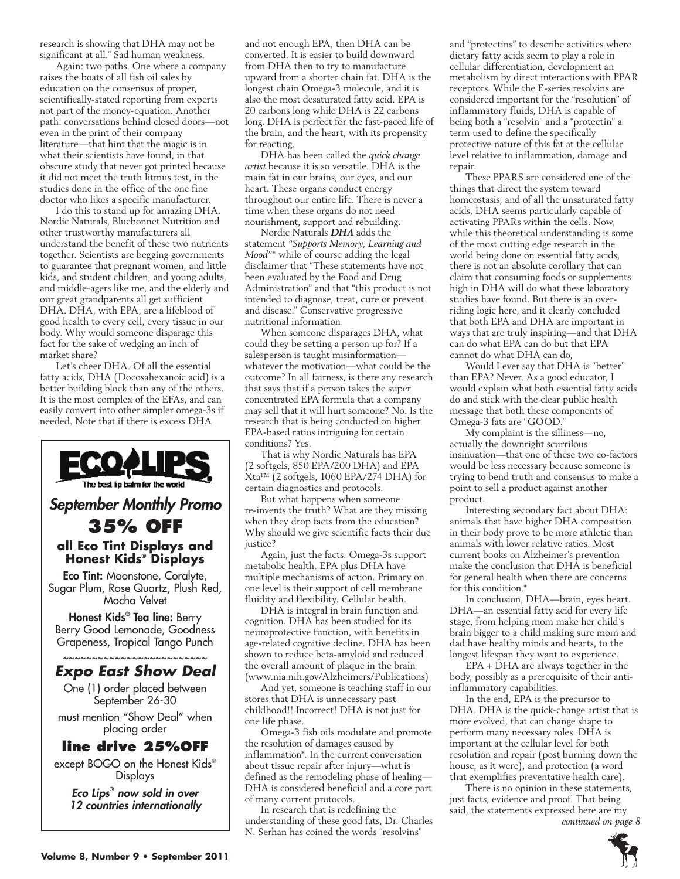research is showing that DHA may not be significant at all." Sad human weakness.

Again: two paths. One where a company raises the boats of all fish oil sales by education on the consensus of proper, scientifically-stated reporting from experts not part of the money-equation. Another path: conversations behind closed doors—not even in the print of their company literature—that hint that the magic is in what their scientists have found, in that obscure study that never got printed because it did not meet the truth litmus test, in the studies done in the office of the one fine doctor who likes a specific manufacturer.

I do this to stand up for amazing DHA. Nordic Naturals, Bluebonnet Nutrition and other trustworthy manufacturers all understand the benefit of these two nutrients together. Scientists are begging governments to guarantee that pregnant women, and little kids, and student children, and young adults, and middle-agers like me, and the elderly and our great grandparents all get sufficient DHA. DHA, with EPA, are a lifeblood of good health to every cell, every tissue in our body. Why would someone disparage this fact for the sake of wedging an inch of market share?

Let's cheer DHA. Of all the essential fatty acids, DHA (Docosahexanoic acid) is a better building block than any of the others. It is the most complex of the EFAs, and can easily convert into other simpler omega-3s if needed. Note that if there is excess DHA

---

**ECO LIPS** — The best lip balm for the world

*September Monthly Promo*

**35% OFF**

**all Eco Tint Displays and Honest Kids® Displays**

**Eco Tint:** Moonstone, Coralyte, Sugar Plum, Rose Quartz, Plush Red, Mocha Velvet

**Honest Kids® Tea line:** Berry Berry Good Lemonade, Goodness Grapeness, Tropical Tango Punch

~~~~~~~~~~~~~~~~~~~~~~~~~~

***Expo East Show Deal***

One (1) order placed between September 26-30

must mention "Show Deal" when placing order

**line drive 25%OFF**

except BOGO on the Honest Kids® Displays

***Eco Lips® now sold in over 12 countries internationally***

---

and not enough EPA, then DHA can be converted. It is easier to build downward from DHA then to try to manufacture upward from a shorter chain fat. DHA is the longest chain Omega-3 molecule, and it is also the most desaturated fatty acid. EPA is 20 carbons long while DHA is 22 carbons long. DHA is perfect for the fast-paced life of the brain, and the heart, with its propensity for reacting.

DHA has been called the *quick change artist* because it is so versatile. DHA is the main fat in our brains, our eyes, and our heart. These organs conduct energy throughout our entire life. There is never a time when these organs do not need nourishment, support and rebuilding.

Nordic Naturals ***DHA*** adds the statement "*Supports Memory, Learning and Mood*"* while of course adding the legal disclaimer that "These statements have not been evaluated by the Food and Drug Administration" and that "this product is not intended to diagnose, treat, cure or prevent and disease." Conservative progressive nutritional information.

When someone disparages DHA, what could they be setting a person up for? If a salesperson is taught misinformation—whatever the motivation—what could be the outcome? In all fairness, is there any research that says that if a person takes the super concentrated EPA formula that a company may sell that it will hurt someone? No. Is the research that is being conducted on higher EPA-based ratios intriguing for certain conditions? Yes.

That is why Nordic Naturals has EPA (2 softgels, 850 EPA/200 DHA) and EPA Xta™ (2 softgels, 1060 EPA/274 DHA) for certain diagnostics and protocols.

But what happens when someone re-invents the truth? What are they missing when they drop facts from the education? Why should we give scientific facts their due justice?

Again, just the facts. Omega-3s support metabolic health. EPA plus DHA have multiple mechanisms of action. Primary on one level is their support of cell membrane fluidity and flexibility. Cellular health.

DHA is integral in brain function and cognition. DHA has been studied for its neuroprotective function, with benefits in age-related cognitive decline. DHA has been shown to reduce beta-amyloid and reduced the overall amount of plaque in the brain (www.nia.nih.gov/Alzheimers/Publications)

And yet, someone is teaching staff in our stores that DHA is unnecessary past childhood!! Incorrect! DHA is not just for one life phase.

Omega-3 fish oils modulate and promote the resolution of damages caused by inflammation*. In the current conversation about tissue repair after injury—what is defined as the remodeling phase of healing—DHA is considered beneficial and a core part of many current protocols.

In research that is redefining the understanding of these good fats, Dr. Charles N. Serhan has coined the words "resolvins" and "protectins" to describe activities where dietary fatty acids seem to play a role in cellular differentiation, development an metabolism by direct interactions with PPAR receptors. While the E-series resolvins are considered important for the "resolution" of inflammatory fluids, DHA is capable of being both a "resolvin" and a "protectin" a term used to define the specifically protective nature of this fat at the cellular level relative to inflammation, damage and repair.

These PPARS are considered one of the things that direct the system toward homeostasis, and of all the unsaturated fatty acids, DHA seems particularly capable of activating PPARs within the cells. Now, while this theoretical understanding is some of the most cutting edge research in the world being done on essential fatty acids, there is not an absolute corollary that can claim that consuming foods or supplements high in DHA will do what these laboratory studies have found. But there is an over-riding logic here, and it clearly concluded that both EPA and DHA are important in ways that are truly inspiring—and that DHA can do what EPA can do but that EPA cannot do what DHA can do,

Would I ever say that DHA is "better" than EPA? Never. As a good educator, I would explain what both essential fatty acids do and stick with the clear public health message that both these components of Omega-3 fats are "GOOD."

My complaint is the silliness—no, actually the downright scurrilous insinuation—that one of these two co-factors would be less necessary because someone is trying to bend truth and consensus to make a point to sell a product against another product.

Interesting secondary fact about DHA: animals that have higher DHA composition in their body prove to be more athletic than animals with lower relative ratios. Most current books on Alzheimer's prevention make the conclusion that DHA is beneficial for general health when there are concerns for this condition.*

In conclusion, DHA—brain, eyes heart. DHA—an essential fatty acid for every life stage, from helping mom make her child's brain bigger to a child making sure mom and dad have healthy minds and hearts, to the longest lifespan they want to experience.

EPA + DHA are always together in the body, possibly as a prerequisite of their anti-inflammatory capabilities.

In the end, EPA is the precursor to DHA. DHA is the quick-change artist that is more evolved, that can change shape to perform many necessary roles. DHA is important at the cellular level for both resolution and repair (post burning down the house, as it were), and protection (a word that exemplifies preventative health care).

There is no opinion in these statements, just facts, evidence and proof. That being said, the statements expressed here are my

*continued on page 8*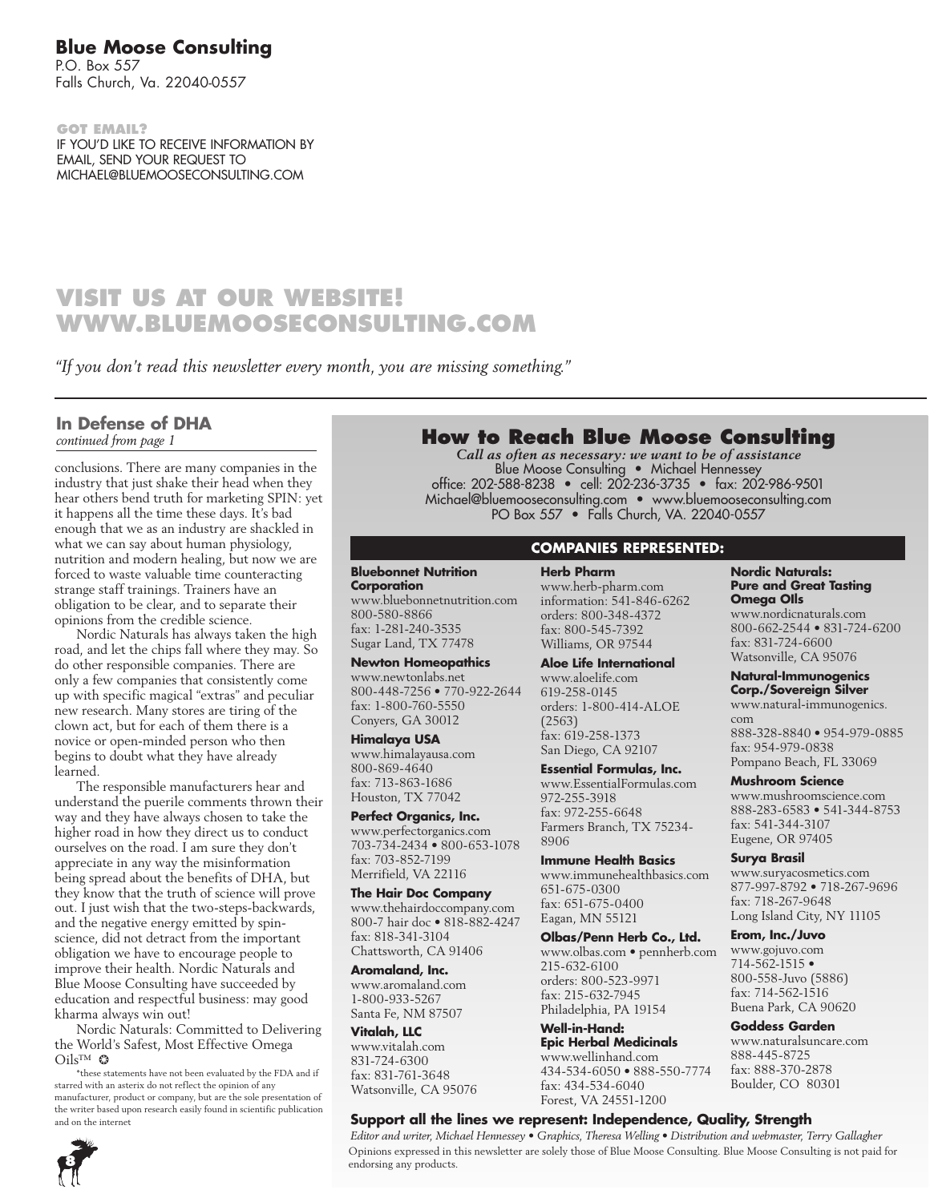## Blue Moose Consulting

P.O. Box 557
Falls Church, Va. 22040-0557

**GOT EMAIL?**
IF YOU'D LIKE TO RECEIVE INFORMATION BY EMAIL, SEND YOUR REQUEST TO MICHAEL@BLUEMOOSECONSULTING.COM

## VISIT US AT OUR WEBSITE! WWW.BLUEMOOSECONSULTING.COM

*"If you don't read this newsletter every month, you are missing something."*

### In Defense of DHA

*continued from page 1*

conclusions. There are many companies in the industry that just shake their head when they hear others bend truth for marketing SPIN: yet it happens all the time these days. It's bad enough that we as an industry are shackled in what we can say about human physiology, nutrition and modern healing, but now we are forced to waste valuable time counteracting strange staff trainings. Trainers have an obligation to be clear, and to separate their opinions from the credible science.

Nordic Naturals has always taken the high road, and let the chips fall where they may. So do other responsible companies. There are only a few companies that consistently come up with specific magical "extras" and peculiar new research. Many stores are tiring of the clown act, but for each of them there is a novice or open-minded person who then begins to doubt what they have already learned.

The responsible manufacturers hear and understand the puerile comments thrown their way and they have always chosen to take the higher road in how they direct us to conduct ourselves on the road. I am sure they don't appreciate in any way the misinformation being spread about the benefits of DHA, but they know that the truth of science will prove out. I just wish that the two-steps-backwards, and the negative energy emitted by spin-science, did not detract from the important obligation we have to encourage people to improve their health. Nordic Naturals and Blue Moose Consulting have succeeded by education and respectful business: may good kharma always win out!

Nordic Naturals: Committed to Delivering the World's Safest, Most Effective Omega Oils™ ✪

*these statements have not been evaluated by the FDA and if starred with an asterix do not reflect the opinion of any manufacturer, product or company, but are the sole presentation of the writer based upon research easily found in scientific publication and on the internet

## How to Reach Blue Moose Consulting

***Call as often as necessary: we want to be of assistance***

Blue Moose Consulting • Michael Hennessey
office: 202-588-8238 • cell: 202-236-3735 • fax: 202-986-9501
Michael@bluemooseconsulting.com • www.bluemooseconsulting.com
PO Box 557 • Falls Church, VA. 22040-0557

### COMPANIES REPRESENTED:

**Bluebonnet Nutrition Corporation**
www.bluebonnetnutrition.com
800-580-8866
fax: 1-281-240-3535
Sugar Land, TX 77478

**Newton Homeopathics**
www.newtonlabs.net
800-448-7256 • 770-922-2644
fax: 1-800-760-5550
Conyers, GA 30012

**Himalaya USA**
www.himalayausa.com
800-869-4640
fax: 713-863-1686
Houston, TX 77042

**Perfect Organics, Inc.**
www.perfectorganics.com
703-734-2434 • 800-653-1078
fax: 703-852-7199
Merrifield, VA 22116

**The Hair Doc Company**
www.thehairdoccompany.com
800-7 hair doc • 818-882-4247
fax: 818-341-3104
Chattsworth, CA 91406

**Aromaland, Inc.**
www.aromaland.com
1-800-933-5267
Santa Fe, NM 87507

**Vitalah, LLC**
www.vitalah.com
831-724-6300
fax: 831-761-3648
Watsonville, CA 95076

**Herb Pharm**
www.herb-pharm.com
information: 541-846-6262
orders: 800-348-4372
fax: 800-545-7392
Williams, OR 97544

**Aloe Life International**
www.aloelife.com
619-258-0145
orders: 1-800-414-ALOE (2563)
fax: 619-258-1373
San Diego, CA 92107

**Essential Formulas, Inc.**
www.EssentialFormulas.com
972-255-3918
fax: 972-255-6648
Farmers Branch, TX 75234-8906

**Immune Health Basics**
www.immunehealthbasics.com
651-675-0300
fax: 651-675-0400
Eagan, MN 55121

**Olbas/Penn Herb Co., Ltd.**
www.olbas.com • pennherb.com
215-632-6100
orders: 800-523-9971
fax: 215-632-7945
Philadelphia, PA 19154

**Well-in-Hand: Epic Herbal Medicinals**
www.wellinhand.com
434-534-6050 • 888-550-7774
fax: 434-534-6040
Forest, VA 24551-1200

**Nordic Naturals: Pure and Great Tasting Omega OIls**
www.nordicnaturals.com
800-662-2544 • 831-724-6200
fax: 831-724-6600
Watsonville, CA 95076

**Natural-Immunogenics Corp./Sovereign Silver**
www.natural-immunogenics.com
888-328-8840 • 954-979-0885
fax: 954-979-0838
Pompano Beach, FL 33069

**Mushroom Science**
www.mushroomscience.com
888-283-6583 • 541-344-8753
fax: 541-344-3107
Eugene, OR 97405

**Surya Brasil**
www.suryacosmetics.com
877-997-8792 • 718-267-9696
fax: 718-267-9648
Long Island City, NY 11105

**Erom, Inc./Juvo**
www.gojuvo.com
714-562-1515 •
800-558-Juvo (5886)
fax: 714-562-1516
Buena Park, CA 90620

**Goddess Garden**
www.naturalsuncare.com
888-445-8725
fax: 888-370-2878
Boulder, CO 80301

**Support all the lines we represent: Independence, Quality, Strength**

*Editor and writer, Michael Hennessey • Graphics, Theresa Welling • Distribution and webmaster, Terry Gallagher*

Opinions expressed in this newsletter are solely those of Blue Moose Consulting. Blue Moose Consulting is not paid for endorsing any products.